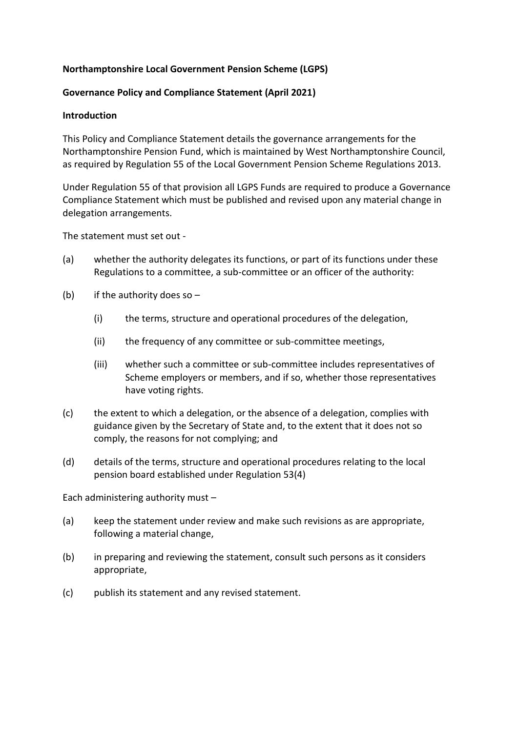**Northamptonshire Local Government Pension Scheme (LGPS)**

**Governance Policy and Compliance Statement (April 2021)**

**Introduction**

This Policy and Compliance Statement details the governance arrangements for the Northamptonshire Pension Fund, which is maintained by West Northamptonshire Council, as required by Regulation 55 of the Local Government Pension Scheme Regulations 2013.

Under Regulation 55 of that provision all LGPS Funds are required to produce a Governance Compliance Statement which must be published and revised upon any material change in delegation arrangements.

The statement must set out -

(a) whether the authority delegates its functions, or part of its functions under these Regulations to a committee, a sub-committee or an officer of the authority:

(b) if the authority does so –

   (i) the terms, structure and operational procedures of the delegation,

   (ii) the frequency of any committee or sub-committee meetings,

   (iii) whether such a committee or sub-committee includes representatives of Scheme employers or members, and if so, whether those representatives have voting rights.

(c) the extent to which a delegation, or the absence of a delegation, complies with guidance given by the Secretary of State and, to the extent that it does not so comply, the reasons for not complying; and

(d) details of the terms, structure and operational procedures relating to the local pension board established under Regulation 53(4)

Each administering authority must –

(a) keep the statement under review and make such revisions as are appropriate, following a material change,

(b) in preparing and reviewing the statement, consult such persons as it considers appropriate,

(c) publish its statement and any revised statement.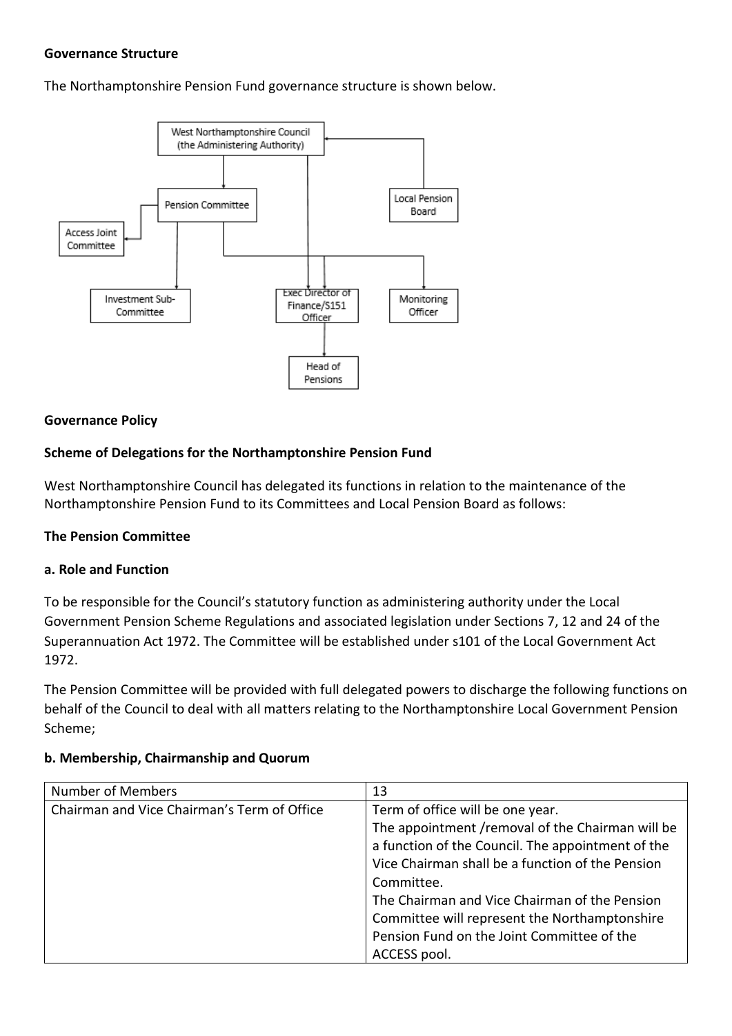**Governance Structure**

The Northamptonshire Pension Fund governance structure is shown below.

**Governance Policy**

**Scheme of Delegations for the Northamptonshire Pension Fund**

West Northamptonshire Council has delegated its functions in relation to the maintenance of the Northamptonshire Pension Fund to its Committees and Local Pension Board as follows:

**The Pension Committee**

**a. Role and Function**

To be responsible for the Council's statutory function as administering authority under the Local Government Pension Scheme Regulations and associated legislation under Sections 7, 12 and 24 of the Superannuation Act 1972. The Committee will be established under s101 of the Local Government Act 1972.

The Pension Committee will be provided with full delegated powers to discharge the following functions on behalf of the Council to deal with all matters relating to the Northamptonshire Local Government Pension Scheme;

**b. Membership, Chairmanship and Quorum**

| Number of Members | 13 |
|---|---|
| Chairman and Vice Chairman's Term of Office | Term of office will be one year.<br>The appointment /removal of the Chairman will be a function of the Council. The appointment of the Vice Chairman shall be a function of the Pension Committee.<br>The Chairman and Vice Chairman of the Pension Committee will represent the Northamptonshire Pension Fund on the Joint Committee of the ACCESS pool. |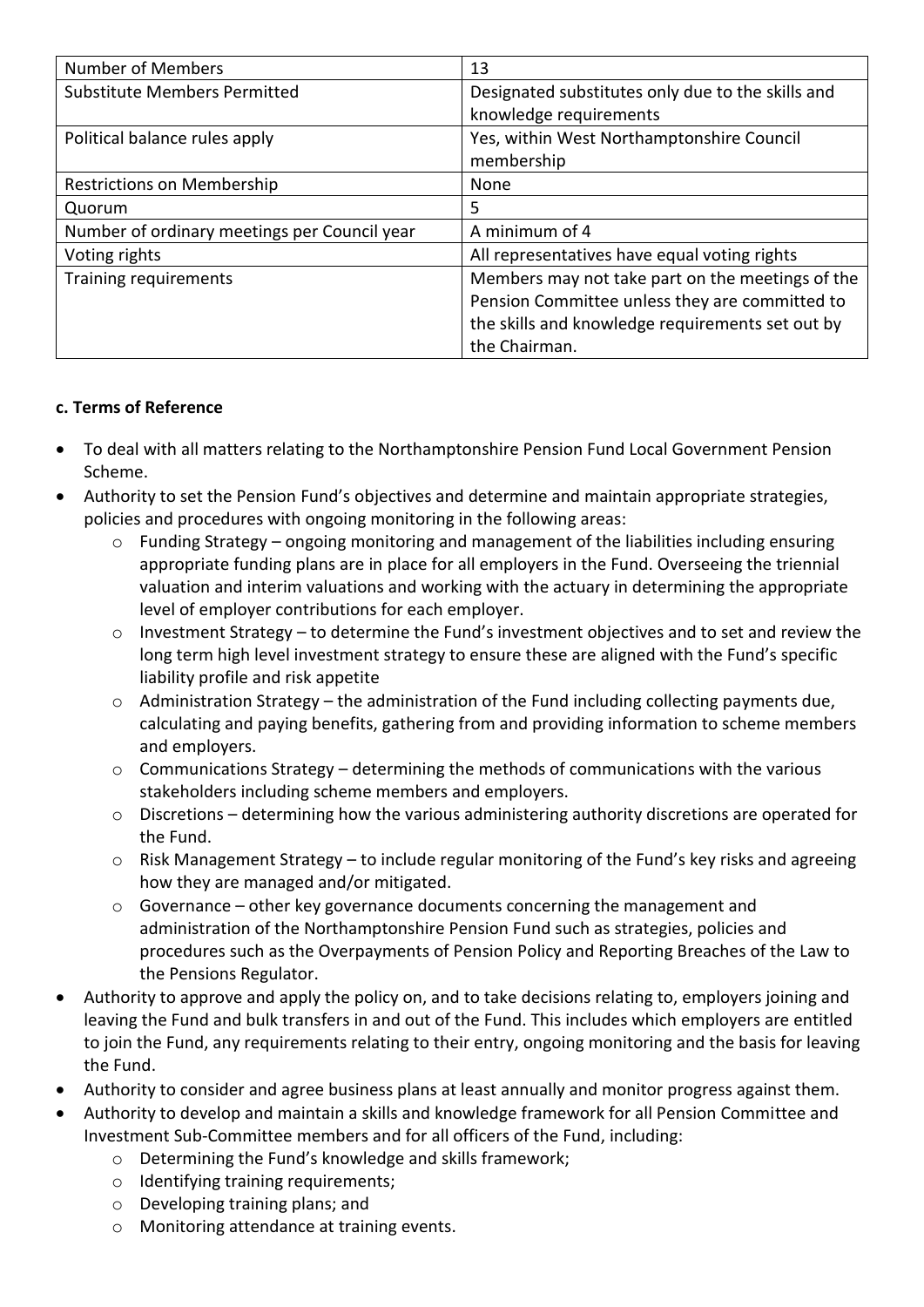| Number of Members | 13 |
| --- | --- |
| Substitute Members Permitted | Designated substitutes only due to the skills and knowledge requirements |
| Political balance rules apply | Yes, within West Northamptonshire Council membership |
| Restrictions on Membership | None |
| Quorum | 5 |
| Number of ordinary meetings per Council year | A minimum of 4 |
| Voting rights | All representatives have equal voting rights |
| Training requirements | Members may not take part on the meetings of the Pension Committee unless they are committed to the skills and knowledge requirements set out by the Chairman. |

**c. Terms of Reference**

- To deal with all matters relating to the Northamptonshire Pension Fund Local Government Pension Scheme.
- Authority to set the Pension Fund's objectives and determine and maintain appropriate strategies, policies and procedures with ongoing monitoring in the following areas:
  - Funding Strategy – ongoing monitoring and management of the liabilities including ensuring appropriate funding plans are in place for all employers in the Fund. Overseeing the triennial valuation and interim valuations and working with the actuary in determining the appropriate level of employer contributions for each employer.
  - Investment Strategy – to determine the Fund's investment objectives and to set and review the long term high level investment strategy to ensure these are aligned with the Fund's specific liability profile and risk appetite
  - Administration Strategy – the administration of the Fund including collecting payments due, calculating and paying benefits, gathering from and providing information to scheme members and employers.
  - Communications Strategy – determining the methods of communications with the various stakeholders including scheme members and employers.
  - Discretions – determining how the various administering authority discretions are operated for the Fund.
  - Risk Management Strategy – to include regular monitoring of the Fund's key risks and agreeing how they are managed and/or mitigated.
  - Governance – other key governance documents concerning the management and administration of the Northamptonshire Pension Fund such as strategies, policies and procedures such as the Overpayments of Pension Policy and Reporting Breaches of the Law to the Pensions Regulator.
- Authority to approve and apply the policy on, and to take decisions relating to, employers joining and leaving the Fund and bulk transfers in and out of the Fund. This includes which employers are entitled to join the Fund, any requirements relating to their entry, ongoing monitoring and the basis for leaving the Fund.
- Authority to consider and agree business plans at least annually and monitor progress against them.
- Authority to develop and maintain a skills and knowledge framework for all Pension Committee and Investment Sub-Committee members and for all officers of the Fund, including:
  - Determining the Fund's knowledge and skills framework;
  - Identifying training requirements;
  - Developing training plans; and
  - Monitoring attendance at training events.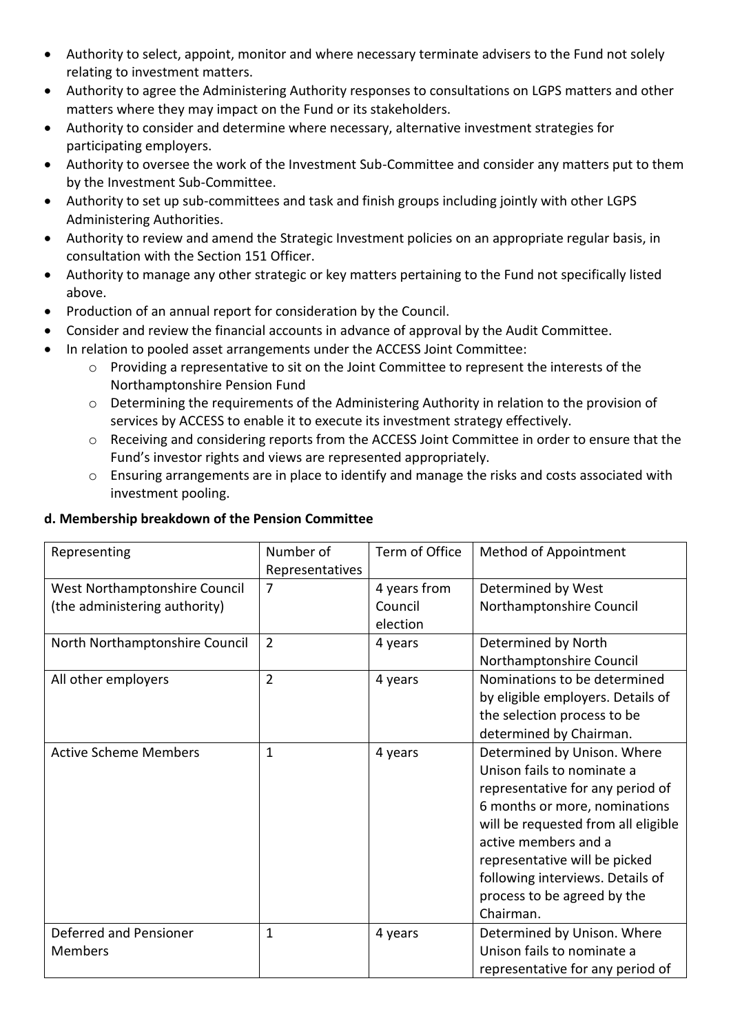- Authority to select, appoint, monitor and where necessary terminate advisers to the Fund not solely relating to investment matters.
- Authority to agree the Administering Authority responses to consultations on LGPS matters and other matters where they may impact on the Fund or its stakeholders.
- Authority to consider and determine where necessary, alternative investment strategies for participating employers.
- Authority to oversee the work of the Investment Sub-Committee and consider any matters put to them by the Investment Sub-Committee.
- Authority to set up sub-committees and task and finish groups including jointly with other LGPS Administering Authorities.
- Authority to review and amend the Strategic Investment policies on an appropriate regular basis, in consultation with the Section 151 Officer.
- Authority to manage any other strategic or key matters pertaining to the Fund not specifically listed above.
- Production of an annual report for consideration by the Council.
- Consider and review the financial accounts in advance of approval by the Audit Committee.
- In relation to pooled asset arrangements under the ACCESS Joint Committee:
  - Providing a representative to sit on the Joint Committee to represent the interests of the Northamptonshire Pension Fund
  - Determining the requirements of the Administering Authority in relation to the provision of services by ACCESS to enable it to execute its investment strategy effectively.
  - Receiving and considering reports from the ACCESS Joint Committee in order to ensure that the Fund's investor rights and views are represented appropriately.
  - Ensuring arrangements are in place to identify and manage the risks and costs associated with investment pooling.

**d. Membership breakdown of the Pension Committee**

| Representing | Number of Representatives | Term of Office | Method of Appointment |
|---|---|---|---|
| West Northamptonshire Council (the administering authority) | 7 | 4 years from Council election | Determined by West Northamptonshire Council |
| North Northamptonshire Council | 2 | 4 years | Determined by North Northamptonshire Council |
| All other employers | 2 | 4 years | Nominations to be determined by eligible employers. Details of the selection process to be determined by Chairman. |
| Active Scheme Members | 1 | 4 years | Determined by Unison. Where Unison fails to nominate a representative for any period of 6 months or more, nominations will be requested from all eligible active members and a representative will be picked following interviews. Details of process to be agreed by the Chairman. |
| Deferred and Pensioner Members | 1 | 4 years | Determined by Unison. Where Unison fails to nominate a representative for any period of |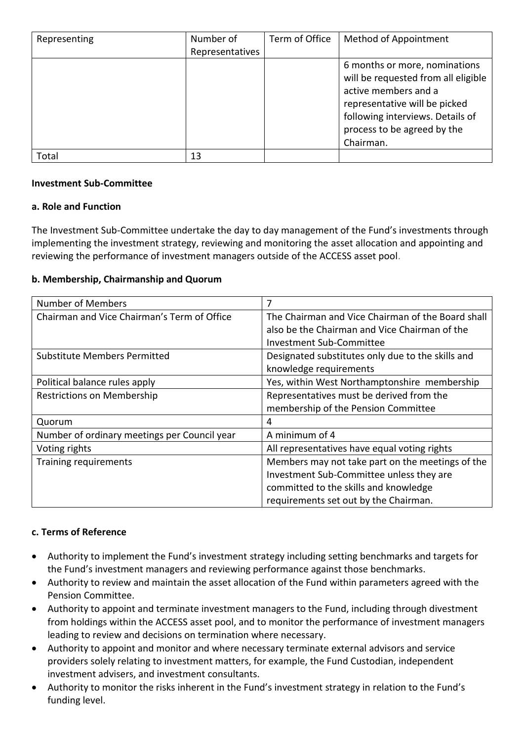| Representing | Number of Representatives | Term of Office | Method of Appointment |
|---|---|---|---|
| | | | 6 months or more, nominations will be requested from all eligible active members and a representative will be picked following interviews. Details of process to be agreed by the Chairman. |
| Total | 13 | | |

**Investment Sub-Committee**

**a. Role and Function**

The Investment Sub-Committee undertake the day to day management of the Fund's investments through implementing the investment strategy, reviewing and monitoring the asset allocation and appointing and reviewing the performance of investment managers outside of the ACCESS asset pool.

**b. Membership, Chairmanship and Quorum**

| Number of Members | 7 |
|---|---|
| Chairman and Vice Chairman's Term of Office | The Chairman and Vice Chairman of the Board shall also be the Chairman and Vice Chairman of the Investment Sub-Committee |
| Substitute Members Permitted | Designated substitutes only due to the skills and knowledge requirements |
| Political balance rules apply | Yes, within West Northamptonshire membership |
| Restrictions on Membership | Representatives must be derived from the membership of the Pension Committee |
| Quorum | 4 |
| Number of ordinary meetings per Council year | A minimum of 4 |
| Voting rights | All representatives have equal voting rights |
| Training requirements | Members may not take part on the meetings of the Investment Sub-Committee unless they are committed to the skills and knowledge requirements set out by the Chairman. |

**c. Terms of Reference**

- Authority to implement the Fund's investment strategy including setting benchmarks and targets for the Fund's investment managers and reviewing performance against those benchmarks.
- Authority to review and maintain the asset allocation of the Fund within parameters agreed with the Pension Committee.
- Authority to appoint and terminate investment managers to the Fund, including through divestment from holdings within the ACCESS asset pool, and to monitor the performance of investment managers leading to review and decisions on termination where necessary.
- Authority to appoint and monitor and where necessary terminate external advisors and service providers solely relating to investment matters, for example, the Fund Custodian, independent investment advisers, and investment consultants.
- Authority to monitor the risks inherent in the Fund's investment strategy in relation to the Fund's funding level.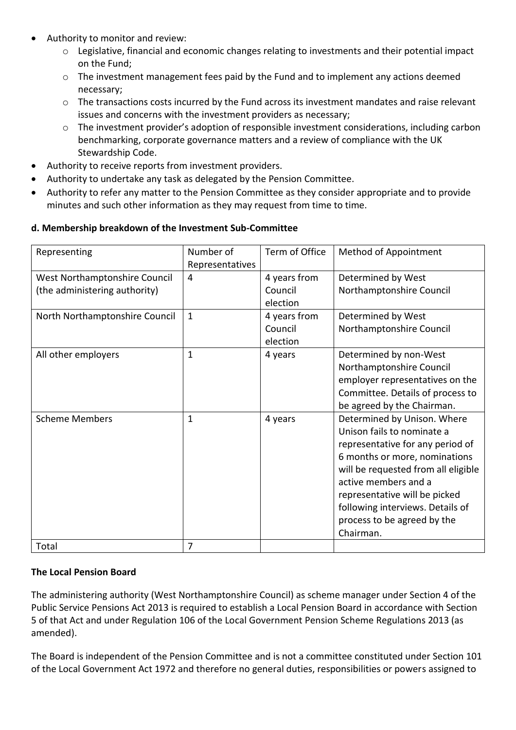- Authority to monitor and review:
    - Legislative, financial and economic changes relating to investments and their potential impact on the Fund;
    - The investment management fees paid by the Fund and to implement any actions deemed necessary;
    - The transactions costs incurred by the Fund across its investment mandates and raise relevant issues and concerns with the investment providers as necessary;
    - The investment provider's adoption of responsible investment considerations, including carbon benchmarking, corporate governance matters and a review of compliance with the UK Stewardship Code.
- Authority to receive reports from investment providers.
- Authority to undertake any task as delegated by the Pension Committee.
- Authority to refer any matter to the Pension Committee as they consider appropriate and to provide minutes and such other information as they may request from time to time.

**d. Membership breakdown of the Investment Sub-Committee**

| Representing | Number of Representatives | Term of Office | Method of Appointment |
|---|---|---|---|
| West Northamptonshire Council (the administering authority) | 4 | 4 years from Council election | Determined by West Northamptonshire Council |
| North Northamptonshire Council | 1 | 4 years from Council election | Determined by West Northamptonshire Council |
| All other employers | 1 | 4 years | Determined by non-West Northamptonshire Council employer representatives on the Committee. Details of process to be agreed by the Chairman. |
| Scheme Members | 1 | 4 years | Determined by Unison. Where Unison fails to nominate a representative for any period of 6 months or more, nominations will be requested from all eligible active members and a representative will be picked following interviews. Details of process to be agreed by the Chairman. |
| Total | 7 | | |

**The Local Pension Board**

The administering authority (West Northamptonshire Council) as scheme manager under Section 4 of the Public Service Pensions Act 2013 is required to establish a Local Pension Board in accordance with Section 5 of that Act and under Regulation 106 of the Local Government Pension Scheme Regulations 2013 (as amended).

The Board is independent of the Pension Committee and is not a committee constituted under Section 101 of the Local Government Act 1972 and therefore no general duties, responsibilities or powers assigned to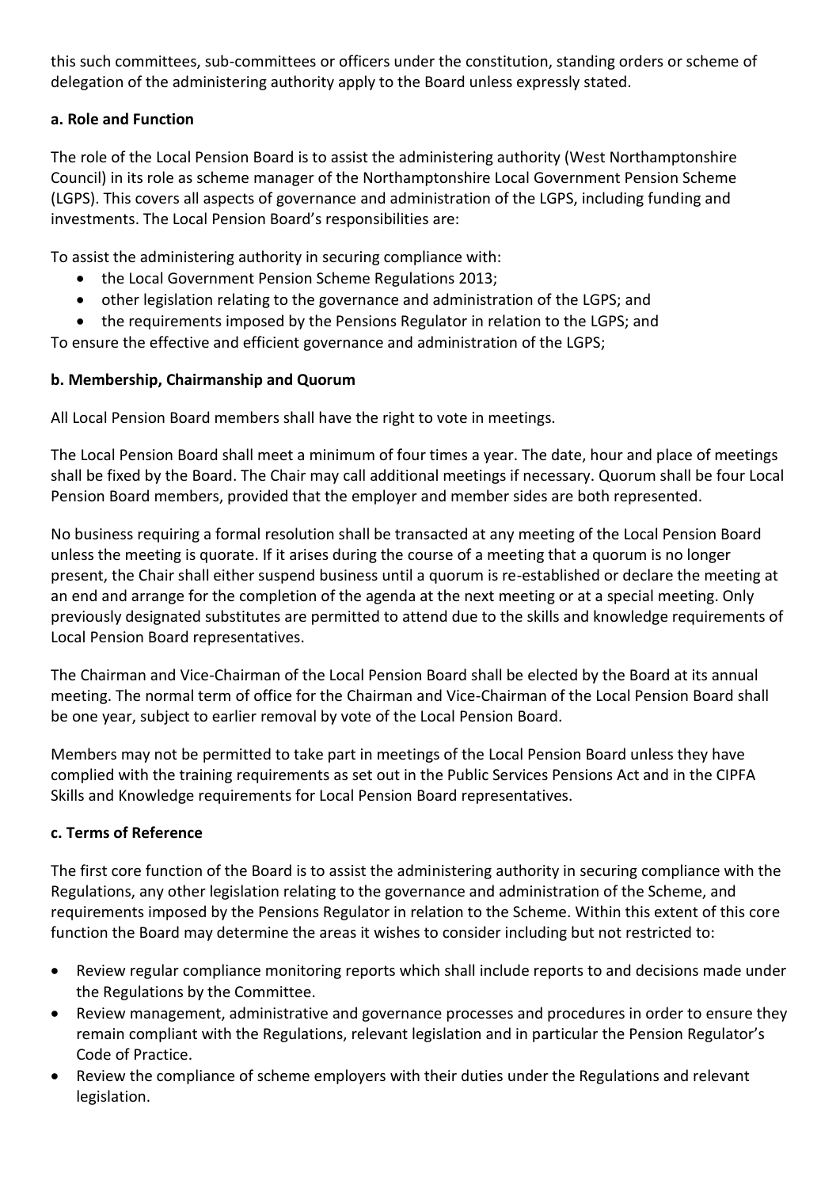this such committees, sub-committees or officers under the constitution, standing orders or scheme of delegation of the administering authority apply to the Board unless expressly stated.

**a. Role and Function**

The role of the Local Pension Board is to assist the administering authority (West Northamptonshire Council) in its role as scheme manager of the Northamptonshire Local Government Pension Scheme (LGPS). This covers all aspects of governance and administration of the LGPS, including funding and investments. The Local Pension Board's responsibilities are:

To assist the administering authority in securing compliance with:

- the Local Government Pension Scheme Regulations 2013;
- other legislation relating to the governance and administration of the LGPS; and
- the requirements imposed by the Pensions Regulator in relation to the LGPS; and

To ensure the effective and efficient governance and administration of the LGPS;

**b. Membership, Chairmanship and Quorum**

All Local Pension Board members shall have the right to vote in meetings.

The Local Pension Board shall meet a minimum of four times a year. The date, hour and place of meetings shall be fixed by the Board. The Chair may call additional meetings if necessary. Quorum shall be four Local Pension Board members, provided that the employer and member sides are both represented.

No business requiring a formal resolution shall be transacted at any meeting of the Local Pension Board unless the meeting is quorate. If it arises during the course of a meeting that a quorum is no longer present, the Chair shall either suspend business until a quorum is re-established or declare the meeting at an end and arrange for the completion of the agenda at the next meeting or at a special meeting. Only previously designated substitutes are permitted to attend due to the skills and knowledge requirements of Local Pension Board representatives.

The Chairman and Vice-Chairman of the Local Pension Board shall be elected by the Board at its annual meeting. The normal term of office for the Chairman and Vice-Chairman of the Local Pension Board shall be one year, subject to earlier removal by vote of the Local Pension Board.

Members may not be permitted to take part in meetings of the Local Pension Board unless they have complied with the training requirements as set out in the Public Services Pensions Act and in the CIPFA Skills and Knowledge requirements for Local Pension Board representatives.

**c. Terms of Reference**

The first core function of the Board is to assist the administering authority in securing compliance with the Regulations, any other legislation relating to the governance and administration of the Scheme, and requirements imposed by the Pensions Regulator in relation to the Scheme. Within this extent of this core function the Board may determine the areas it wishes to consider including but not restricted to:

- Review regular compliance monitoring reports which shall include reports to and decisions made under the Regulations by the Committee.
- Review management, administrative and governance processes and procedures in order to ensure they remain compliant with the Regulations, relevant legislation and in particular the Pension Regulator's Code of Practice.
- Review the compliance of scheme employers with their duties under the Regulations and relevant legislation.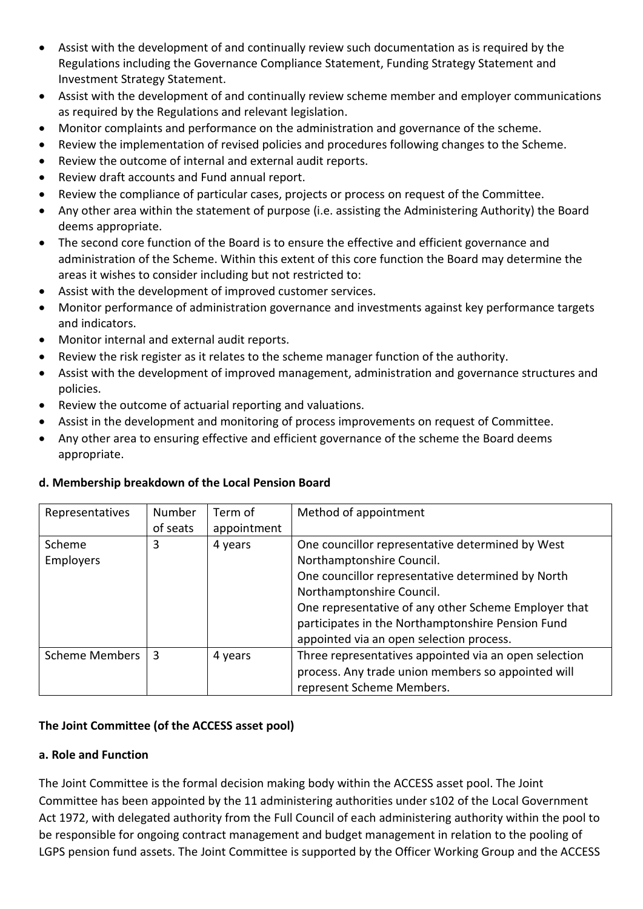- Assist with the development of and continually review such documentation as is required by the Regulations including the Governance Compliance Statement, Funding Strategy Statement and Investment Strategy Statement.
- Assist with the development of and continually review scheme member and employer communications as required by the Regulations and relevant legislation.
- Monitor complaints and performance on the administration and governance of the scheme.
- Review the implementation of revised policies and procedures following changes to the Scheme.
- Review the outcome of internal and external audit reports.
- Review draft accounts and Fund annual report.
- Review the compliance of particular cases, projects or process on request of the Committee.
- Any other area within the statement of purpose (i.e. assisting the Administering Authority) the Board deems appropriate.
- The second core function of the Board is to ensure the effective and efficient governance and administration of the Scheme. Within this extent of this core function the Board may determine the areas it wishes to consider including but not restricted to:
- Assist with the development of improved customer services.
- Monitor performance of administration governance and investments against key performance targets and indicators.
- Monitor internal and external audit reports.
- Review the risk register as it relates to the scheme manager function of the authority.
- Assist with the development of improved management, administration and governance structures and policies.
- Review the outcome of actuarial reporting and valuations.
- Assist in the development and monitoring of process improvements on request of Committee.
- Any other area to ensuring effective and efficient governance of the scheme the Board deems appropriate.

**d. Membership breakdown of the Local Pension Board**

| Representatives | Number of seats | Term of appointment | Method of appointment |
|---|---|---|---|
| Scheme Employers | 3 | 4 years | One councillor representative determined by West Northamptonshire Council. One councillor representative determined by North Northamptonshire Council. One representative of any other Scheme Employer that participates in the Northamptonshire Pension Fund appointed via an open selection process. |
| Scheme Members | 3 | 4 years | Three representatives appointed via an open selection process. Any trade union members so appointed will represent Scheme Members. |

**The Joint Committee (of the ACCESS asset pool)**

**a. Role and Function**

The Joint Committee is the formal decision making body within the ACCESS asset pool. The Joint Committee has been appointed by the 11 administering authorities under s102 of the Local Government Act 1972, with delegated authority from the Full Council of each administering authority within the pool to be responsible for ongoing contract management and budget management in relation to the pooling of LGPS pension fund assets. The Joint Committee is supported by the Officer Working Group and the ACCESS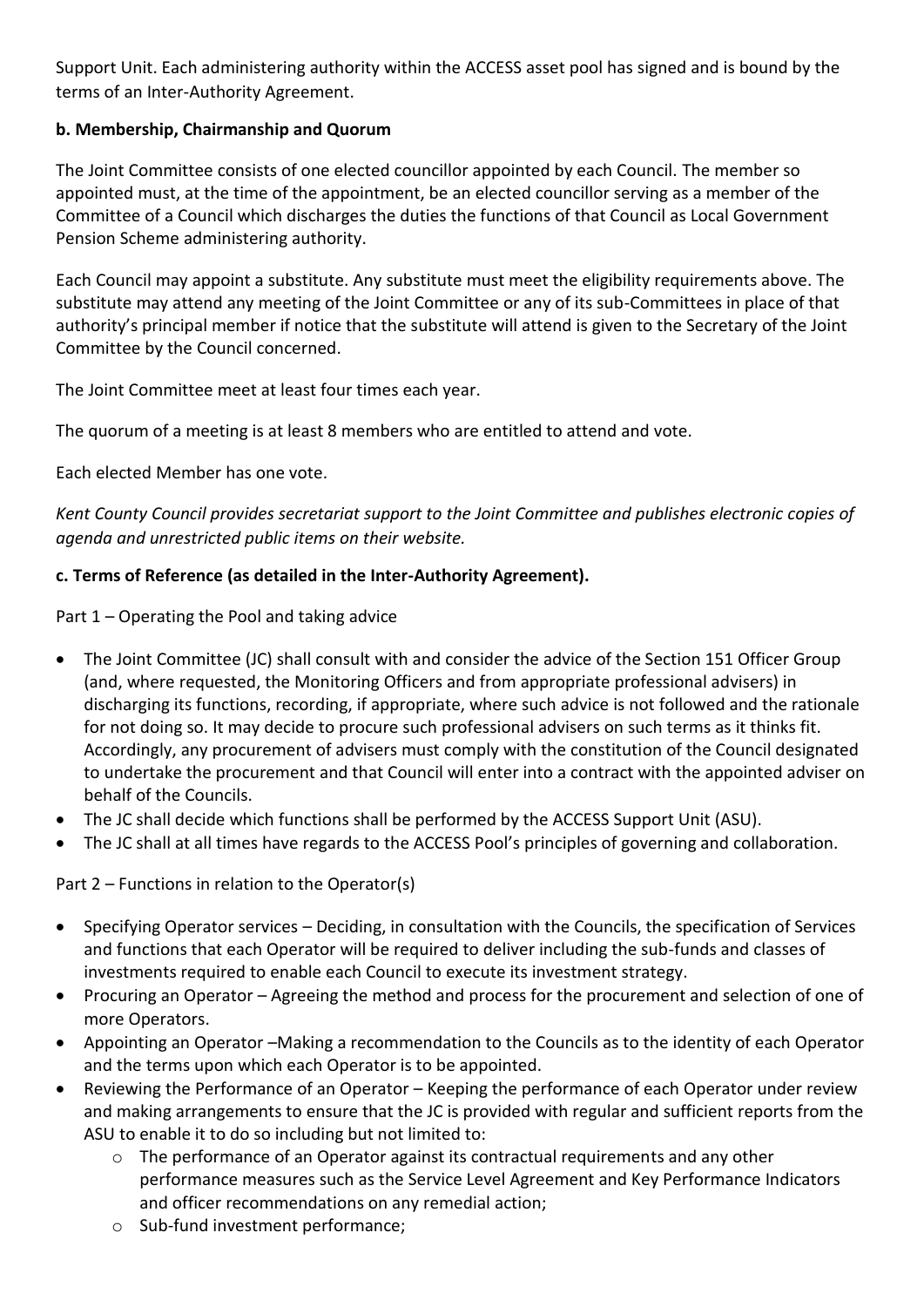Support Unit. Each administering authority within the ACCESS asset pool has signed and is bound by the terms of an Inter-Authority Agreement.

**b. Membership, Chairmanship and Quorum**

The Joint Committee consists of one elected councillor appointed by each Council. The member so appointed must, at the time of the appointment, be an elected councillor serving as a member of the Committee of a Council which discharges the duties the functions of that Council as Local Government Pension Scheme administering authority.

Each Council may appoint a substitute. Any substitute must meet the eligibility requirements above. The substitute may attend any meeting of the Joint Committee or any of its sub-Committees in place of that authority's principal member if notice that the substitute will attend is given to the Secretary of the Joint Committee by the Council concerned.

The Joint Committee meet at least four times each year.

The quorum of a meeting is at least 8 members who are entitled to attend and vote.

Each elected Member has one vote.

*Kent County Council provides secretariat support to the Joint Committee and publishes electronic copies of agenda and unrestricted public items on their website.*

**c. Terms of Reference (as detailed in the Inter-Authority Agreement).**

Part 1 – Operating the Pool and taking advice

- The Joint Committee (JC) shall consult with and consider the advice of the Section 151 Officer Group (and, where requested, the Monitoring Officers and from appropriate professional advisers) in discharging its functions, recording, if appropriate, where such advice is not followed and the rationale for not doing so. It may decide to procure such professional advisers on such terms as it thinks fit. Accordingly, any procurement of advisers must comply with the constitution of the Council designated to undertake the procurement and that Council will enter into a contract with the appointed adviser on behalf of the Councils.
- The JC shall decide which functions shall be performed by the ACCESS Support Unit (ASU).
- The JC shall at all times have regards to the ACCESS Pool's principles of governing and collaboration.

Part 2 – Functions in relation to the Operator(s)

- Specifying Operator services – Deciding, in consultation with the Councils, the specification of Services and functions that each Operator will be required to deliver including the sub-funds and classes of investments required to enable each Council to execute its investment strategy.
- Procuring an Operator – Agreeing the method and process for the procurement and selection of one of more Operators.
- Appointing an Operator –Making a recommendation to the Councils as to the identity of each Operator and the terms upon which each Operator is to be appointed.
- Reviewing the Performance of an Operator – Keeping the performance of each Operator under review and making arrangements to ensure that the JC is provided with regular and sufficient reports from the ASU to enable it to do so including but not limited to:
    - The performance of an Operator against its contractual requirements and any other performance measures such as the Service Level Agreement and Key Performance Indicators and officer recommendations on any remedial action;
    - Sub-fund investment performance;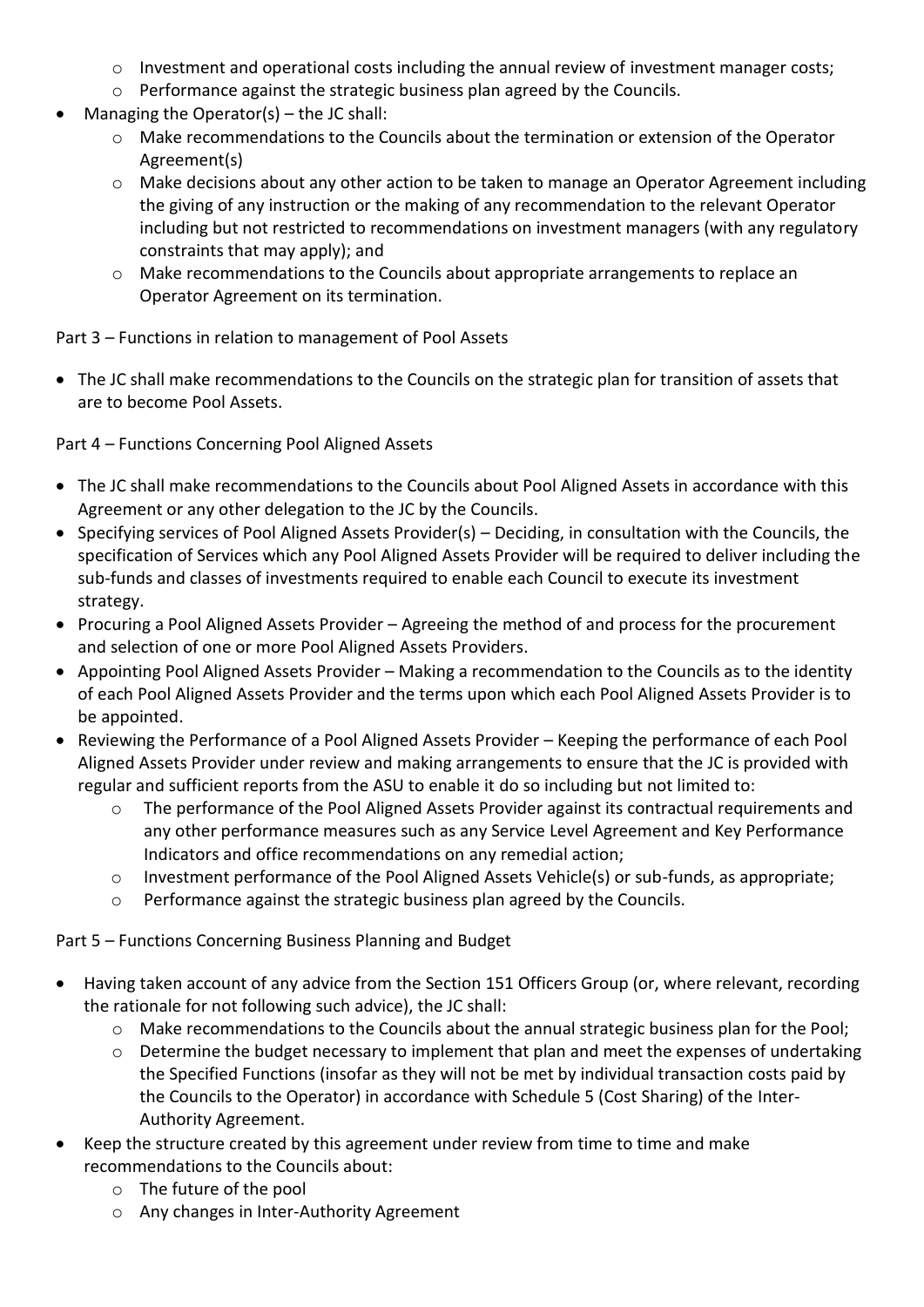- Investment and operational costs including the annual review of investment manager costs;
    - Performance against the strategic business plan agreed by the Councils.
- Managing the Operator(s) – the JC shall:
    - Make recommendations to the Councils about the termination or extension of the Operator Agreement(s)
    - Make decisions about any other action to be taken to manage an Operator Agreement including the giving of any instruction or the making of any recommendation to the relevant Operator including but not restricted to recommendations on investment managers (with any regulatory constraints that may apply); and
    - Make recommendations to the Councils about appropriate arrangements to replace an Operator Agreement on its termination.

Part 3 – Functions in relation to management of Pool Assets

- The JC shall make recommendations to the Councils on the strategic plan for transition of assets that are to become Pool Assets.

Part 4 – Functions Concerning Pool Aligned Assets

- The JC shall make recommendations to the Councils about Pool Aligned Assets in accordance with this Agreement or any other delegation to the JC by the Councils.
- Specifying services of Pool Aligned Assets Provider(s) – Deciding, in consultation with the Councils, the specification of Services which any Pool Aligned Assets Provider will be required to deliver including the sub-funds and classes of investments required to enable each Council to execute its investment strategy.
- Procuring a Pool Aligned Assets Provider – Agreeing the method of and process for the procurement and selection of one or more Pool Aligned Assets Providers.
- Appointing Pool Aligned Assets Provider – Making a recommendation to the Councils as to the identity of each Pool Aligned Assets Provider and the terms upon which each Pool Aligned Assets Provider is to be appointed.
- Reviewing the Performance of a Pool Aligned Assets Provider – Keeping the performance of each Pool Aligned Assets Provider under review and making arrangements to ensure that the JC is provided with regular and sufficient reports from the ASU to enable it do so including but not limited to:
    - The performance of the Pool Aligned Assets Provider against its contractual requirements and any other performance measures such as any Service Level Agreement and Key Performance Indicators and office recommendations on any remedial action;
    - Investment performance of the Pool Aligned Assets Vehicle(s) or sub-funds, as appropriate;
    - Performance against the strategic business plan agreed by the Councils.

Part 5 – Functions Concerning Business Planning and Budget

- Having taken account of any advice from the Section 151 Officers Group (or, where relevant, recording the rationale for not following such advice), the JC shall:
    - Make recommendations to the Councils about the annual strategic business plan for the Pool;
    - Determine the budget necessary to implement that plan and meet the expenses of undertaking the Specified Functions (insofar as they will not be met by individual transaction costs paid by the Councils to the Operator) in accordance with Schedule 5 (Cost Sharing) of the Inter-Authority Agreement.
- Keep the structure created by this agreement under review from time to time and make recommendations to the Councils about:
    - The future of the pool
    - Any changes in Inter-Authority Agreement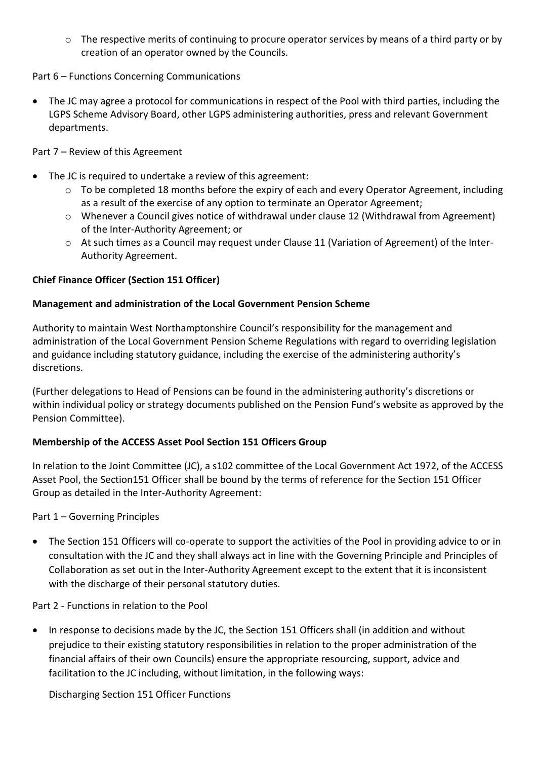- The respective merits of continuing to procure operator services by means of a third party or by creation of an operator owned by the Councils.

Part 6 – Functions Concerning Communications

- The JC may agree a protocol for communications in respect of the Pool with third parties, including the LGPS Scheme Advisory Board, other LGPS administering authorities, press and relevant Government departments.

Part 7 – Review of this Agreement

- The JC is required to undertake a review of this agreement:
  - To be completed 18 months before the expiry of each and every Operator Agreement, including as a result of the exercise of any option to terminate an Operator Agreement;
  - Whenever a Council gives notice of withdrawal under clause 12 (Withdrawal from Agreement) of the Inter-Authority Agreement; or
  - At such times as a Council may request under Clause 11 (Variation of Agreement) of the Inter-Authority Agreement.

**Chief Finance Officer (Section 151 Officer)**

**Management and administration of the Local Government Pension Scheme**

Authority to maintain West Northamptonshire Council's responsibility for the management and administration of the Local Government Pension Scheme Regulations with regard to overriding legislation and guidance including statutory guidance, including the exercise of the administering authority's discretions.

(Further delegations to Head of Pensions can be found in the administering authority's discretions or within individual policy or strategy documents published on the Pension Fund's website as approved by the Pension Committee).

**Membership of the ACCESS Asset Pool Section 151 Officers Group**

In relation to the Joint Committee (JC), a s102 committee of the Local Government Act 1972, of the ACCESS Asset Pool, the Section151 Officer shall be bound by the terms of reference for the Section 151 Officer Group as detailed in the Inter-Authority Agreement:

Part 1 – Governing Principles

- The Section 151 Officers will co-operate to support the activities of the Pool in providing advice to or in consultation with the JC and they shall always act in line with the Governing Principle and Principles of Collaboration as set out in the Inter-Authority Agreement except to the extent that it is inconsistent with the discharge of their personal statutory duties.

Part 2 - Functions in relation to the Pool

- In response to decisions made by the JC, the Section 151 Officers shall (in addition and without prejudice to their existing statutory responsibilities in relation to the proper administration of the financial affairs of their own Councils) ensure the appropriate resourcing, support, advice and facilitation to the JC including, without limitation, in the following ways:

  Discharging Section 151 Officer Functions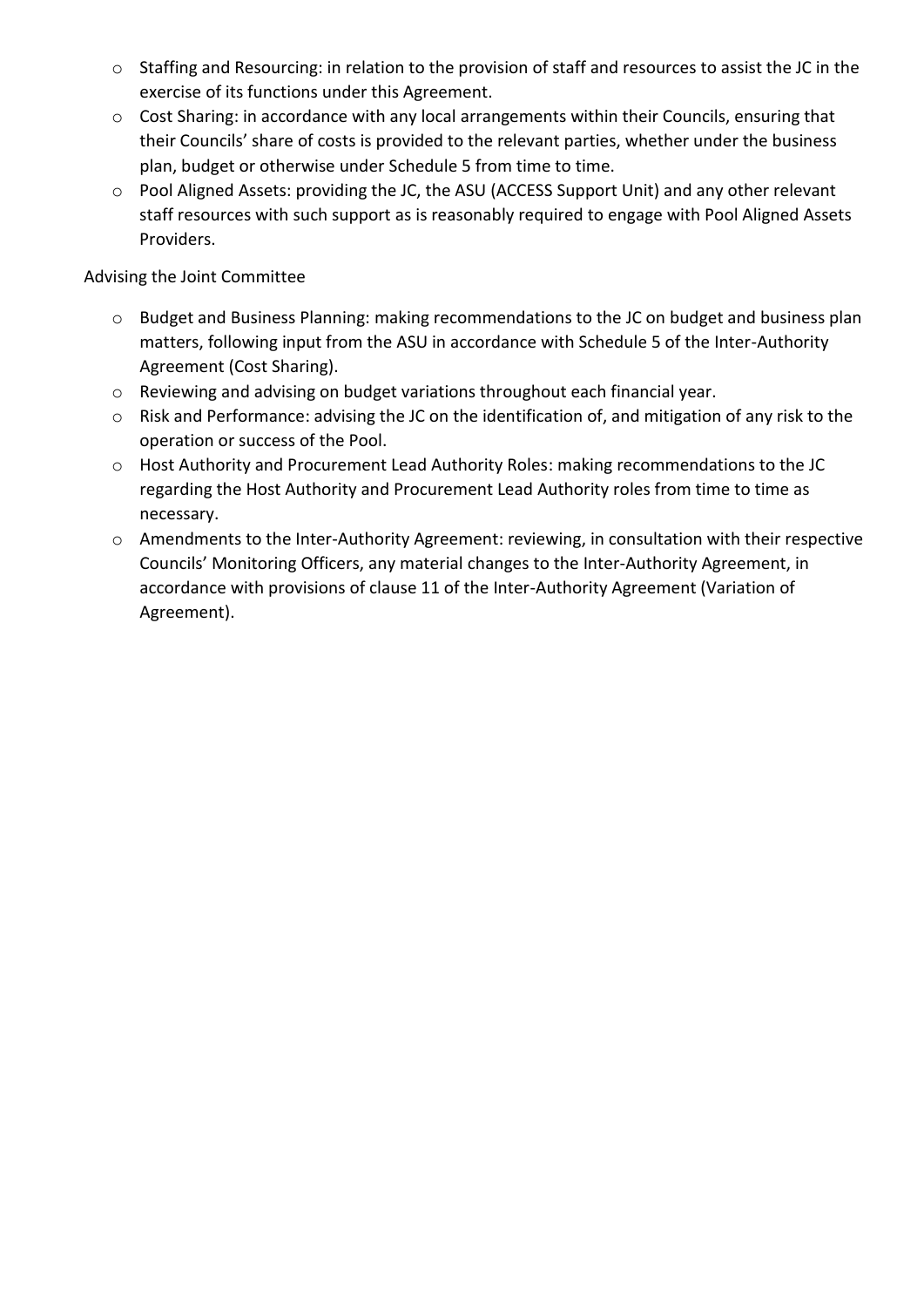- Staffing and Resourcing: in relation to the provision of staff and resources to assist the JC in the exercise of its functions under this Agreement.
- Cost Sharing: in accordance with any local arrangements within their Councils, ensuring that their Councils' share of costs is provided to the relevant parties, whether under the business plan, budget or otherwise under Schedule 5 from time to time.
- Pool Aligned Assets: providing the JC, the ASU (ACCESS Support Unit) and any other relevant staff resources with such support as is reasonably required to engage with Pool Aligned Assets Providers.

Advising the Joint Committee

- Budget and Business Planning: making recommendations to the JC on budget and business plan matters, following input from the ASU in accordance with Schedule 5 of the Inter-Authority Agreement (Cost Sharing).
- Reviewing and advising on budget variations throughout each financial year.
- Risk and Performance: advising the JC on the identification of, and mitigation of any risk to the operation or success of the Pool.
- Host Authority and Procurement Lead Authority Roles: making recommendations to the JC regarding the Host Authority and Procurement Lead Authority roles from time to time as necessary.
- Amendments to the Inter-Authority Agreement: reviewing, in consultation with their respective Councils' Monitoring Officers, any material changes to the Inter-Authority Agreement, in accordance with provisions of clause 11 of the Inter-Authority Agreement (Variation of Agreement).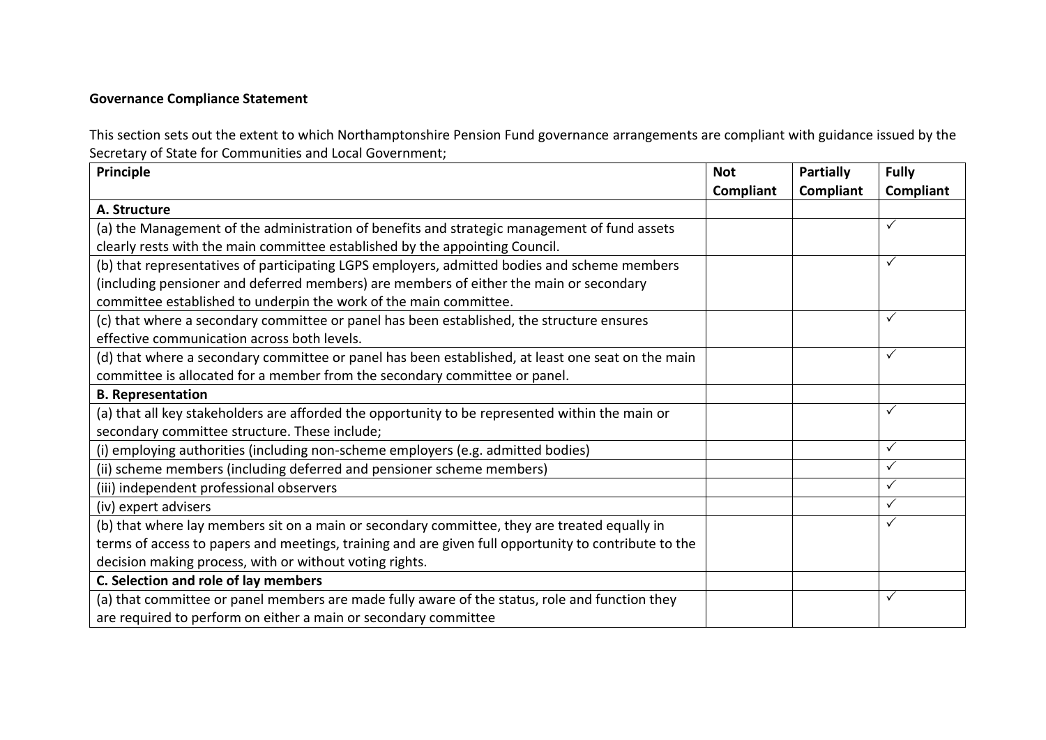**Governance Compliance Statement**

This section sets out the extent to which Northamptonshire Pension Fund governance arrangements are compliant with guidance issued by the Secretary of State for Communities and Local Government;

| Principle | Not Compliant | Partially Compliant | Fully Compliant |
|---|---|---|---|
| **A. Structure** | | | |
| (a) the Management of the administration of benefits and strategic management of fund assets clearly rests with the main committee established by the appointing Council. | | | ✓ |
| (b) that representatives of participating LGPS employers, admitted bodies and scheme members (including pensioner and deferred members) are members of either the main or secondary committee established to underpin the work of the main committee. | | | ✓ |
| (c) that where a secondary committee or panel has been established, the structure ensures effective communication across both levels. | | | ✓ |
| (d) that where a secondary committee or panel has been established, at least one seat on the main committee is allocated for a member from the secondary committee or panel. | | | ✓ |
| **B. Representation** | | | |
| (a) that all key stakeholders are afforded the opportunity to be represented within the main or secondary committee structure. These include; | | | ✓ |
| (i) employing authorities (including non-scheme employers (e.g. admitted bodies) | | | ✓ |
| (ii) scheme members (including deferred and pensioner scheme members) | | | ✓ |
| (iii) independent professional observers | | | ✓ |
| (iv) expert advisers | | | ✓ |
| (b) that where lay members sit on a main or secondary committee, they are treated equally in terms of access to papers and meetings, training and are given full opportunity to contribute to the decision making process, with or without voting rights. | | | ✓ |
| **C. Selection and role of lay members** | | | |
| (a) that committee or panel members are made fully aware of the status, role and function they are required to perform on either a main or secondary committee | | | ✓ |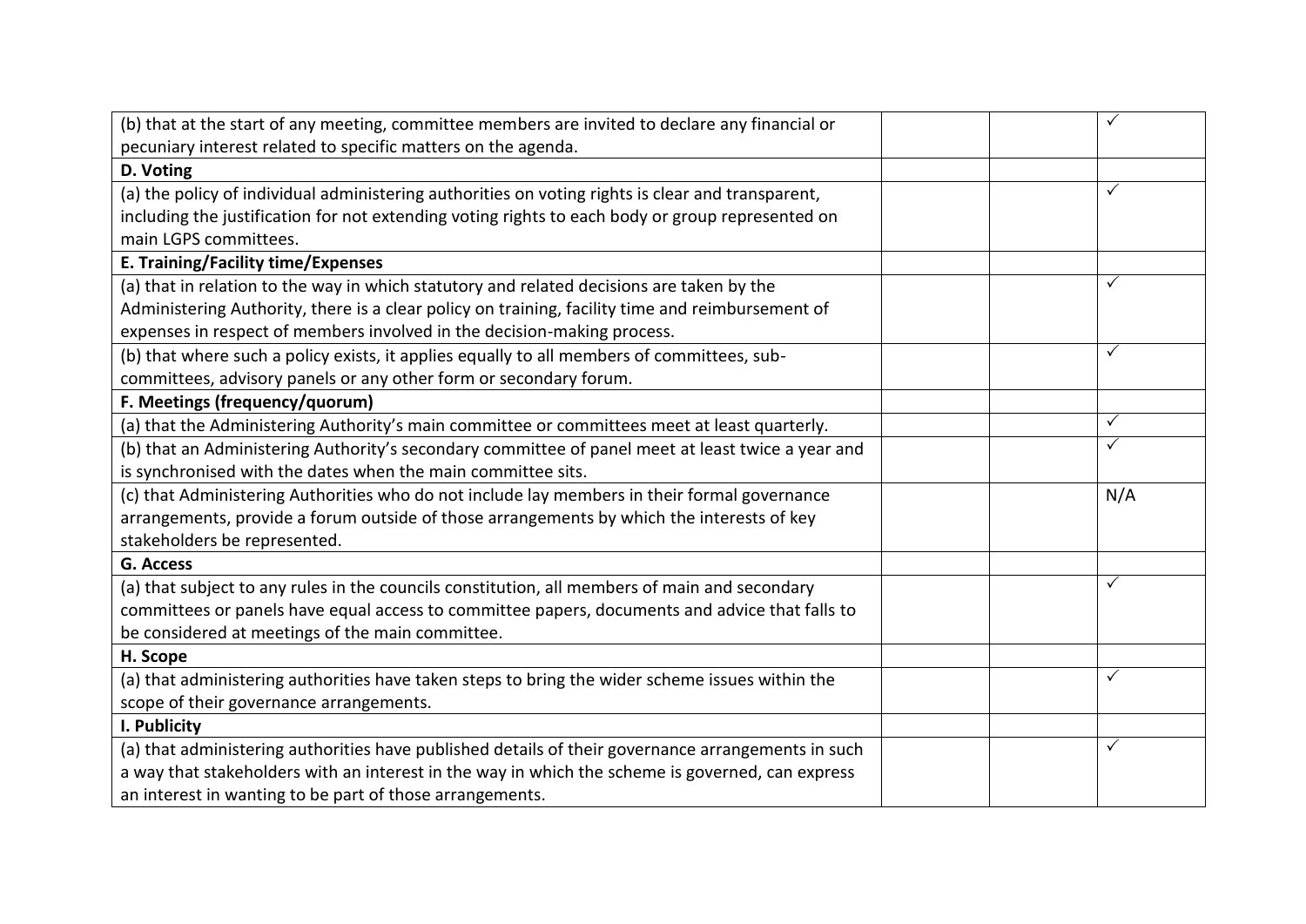| | | | |
|---|---|---|---|
| (b) that at the start of any meeting, committee members are invited to declare any financial or pecuniary interest related to specific matters on the agenda. | | | ✓ |
| **D. Voting** | | | |
| (a) the policy of individual administering authorities on voting rights is clear and transparent, including the justification for not extending voting rights to each body or group represented on main LGPS committees. | | | ✓ |
| **E. Training/Facility time/Expenses** | | | |
| (a) that in relation to the way in which statutory and related decisions are taken by the Administering Authority, there is a clear policy on training, facility time and reimbursement of expenses in respect of members involved in the decision-making process. | | | ✓ |
| (b) that where such a policy exists, it applies equally to all members of committees, sub-committees, advisory panels or any other form or secondary forum. | | | ✓ |
| **F. Meetings (frequency/quorum)** | | | |
| (a) that the Administering Authority's main committee or committees meet at least quarterly. | | | ✓ |
| (b) that an Administering Authority's secondary committee of panel meet at least twice a year and is synchronised with the dates when the main committee sits. | | | ✓ |
| (c) that Administering Authorities who do not include lay members in their formal governance arrangements, provide a forum outside of those arrangements by which the interests of key stakeholders be represented. | | | N/A |
| **G. Access** | | | |
| (a) that subject to any rules in the councils constitution, all members of main and secondary committees or panels have equal access to committee papers, documents and advice that falls to be considered at meetings of the main committee. | | | ✓ |
| **H. Scope** | | | |
| (a) that administering authorities have taken steps to bring the wider scheme issues within the scope of their governance arrangements. | | | ✓ |
| **I. Publicity** | | | |
| (a) that administering authorities have published details of their governance arrangements in such a way that stakeholders with an interest in the way in which the scheme is governed, can express an interest in wanting to be part of those arrangements. | | | ✓ |